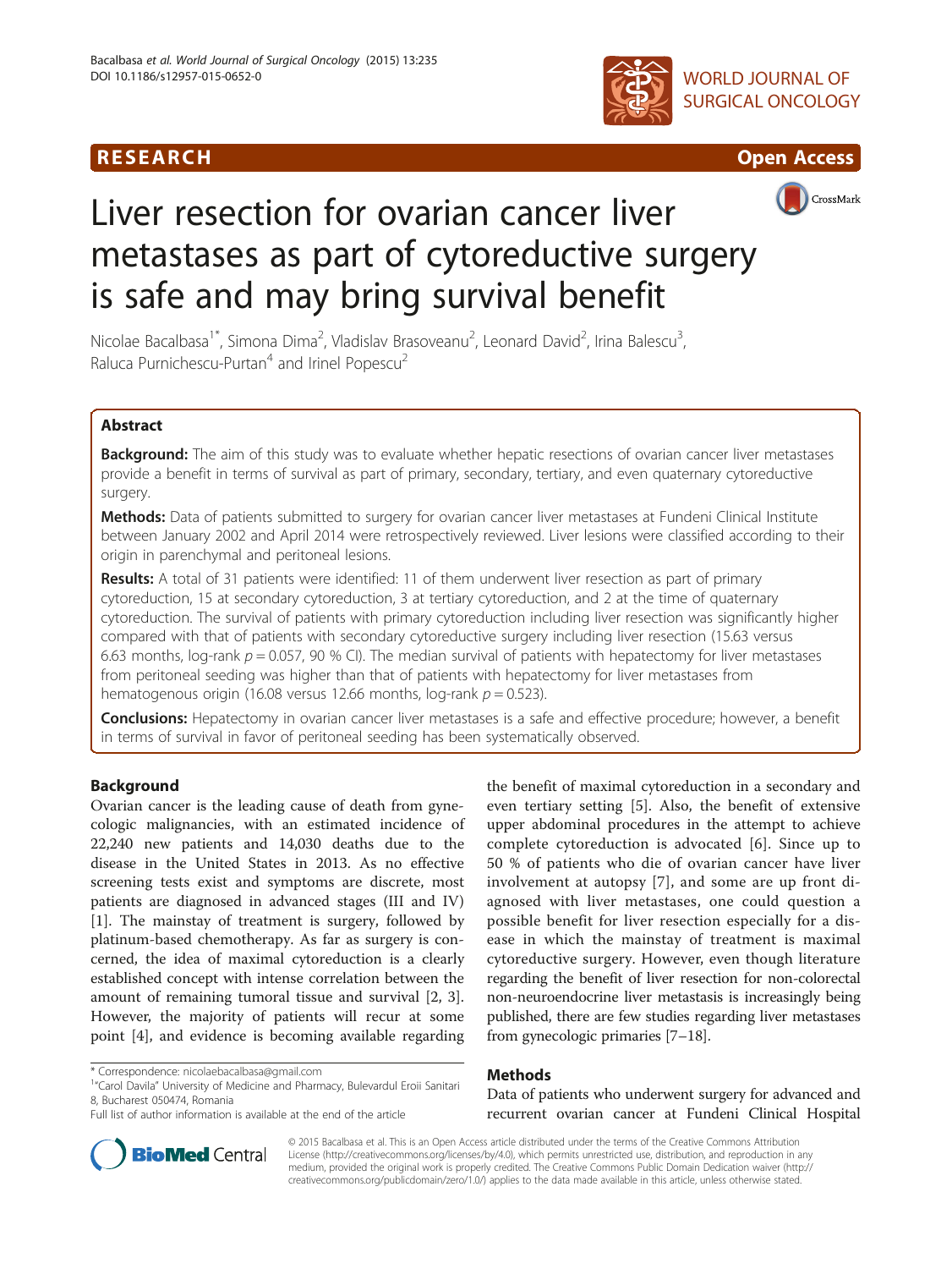RESEARCH Open Access

# Liver resection for ovarian cancer liver metastases as part of cytoreductive surgery is safe and may bring survival benefit

Nicolae Bacalbasa[1*], Simona Dima[2], Vladislav Brasoveanu[2], Leonard David[2], Irina Balescu[3], Raluca Purnichescu-Purtan[4] and Irinel Popescu[2]

## Abstract

**Background:** The aim of this study was to evaluate whether hepatic resections of ovarian cancer liver metastases provide a benefit in terms of survival as part of primary, secondary, tertiary, and even quaternary cytoreductive surgery.

**Methods:** Data of patients submitted to surgery for ovarian cancer liver metastases at Fundeni Clinical Institute between January 2002 and April 2014 were retrospectively reviewed. Liver lesions were classified according to their origin in parenchymal and peritoneal lesions.

**Results:** A total of 31 patients were identified: 11 of them underwent liver resection as part of primary cytoreduction, 15 at secondary cytoreduction, 3 at tertiary cytoreduction, and 2 at the time of quaternary cytoreduction. The survival of patients with primary cytoreduction including liver resection was significantly higher compared with that of patients with secondary cytoreductive surgery including liver resection (15.63 versus 6.63 months, log-rank $p = 0.057$, 90 % CI). The median survival of patients with hepatectomy for liver metastases from peritoneal seeding was higher than that of patients with hepatectomy for liver metastases from hematogenous origin (16.08 versus 12.66 months, log-rank $p = 0.523$).

**Conclusions:** Hepatectomy in ovarian cancer liver metastases is a safe and effective procedure; however, a benefit in terms of survival in favor of peritoneal seeding has been systematically observed.

## Background

Ovarian cancer is the leading cause of death from gynecologic malignancies, with an estimated incidence of 22,240 new patients and 14,030 deaths due to the disease in the United States in 2013. As no effective screening tests exist and symptoms are discrete, most patients are diagnosed in advanced stages (III and IV) [1]. The mainstay of treatment is surgery, followed by platinum-based chemotherapy. As far as surgery is concerned, the idea of maximal cytoreduction is a clearly established concept with intense correlation between the amount of remaining tumoral tissue and survival [2, 3]. However, the majority of patients will recur at some point [4], and evidence is becoming available regarding the benefit of maximal cytoreduction in a secondary and even tertiary setting [5]. Also, the benefit of extensive upper abdominal procedures in the attempt to achieve complete cytoreduction is advocated [6]. Since up to 50 % of patients who die of ovarian cancer have liver involvement at autopsy [7], and some are up front diagnosed with liver metastases, one could question a possible benefit for liver resection especially for a disease in which the mainstay of treatment is maximal cytoreductive surgery. However, even though literature regarding the benefit of liver resection for non-colorectal non-neuroendocrine liver metastasis is increasingly being published, there are few studies regarding liver metastases from gynecologic primaries [7–18].

## Methods

Data of patients who underwent surgery for advanced and recurrent ovarian cancer at Fundeni Clinical Hospital

\* Correspondence: nicolaebacalbasa@gmail.com
[1]"Carol Davila" University of Medicine and Pharmacy, Bulevardul Eroii Sanitari 8, Bucharest 050474, Romania
Full list of author information is available at the end of the article

© 2015 Bacalbasa et al. This is an Open Access article distributed under the terms of the Creative Commons Attribution License (http://creativecommons.org/licenses/by/4.0), which permits unrestricted use, distribution, and reproduction in any medium, provided the original work is properly credited. The Creative Commons Public Domain Dedication waiver (http://creativecommons.org/publicdomain/zero/1.0/) applies to the data made available in this article, unless otherwise stated.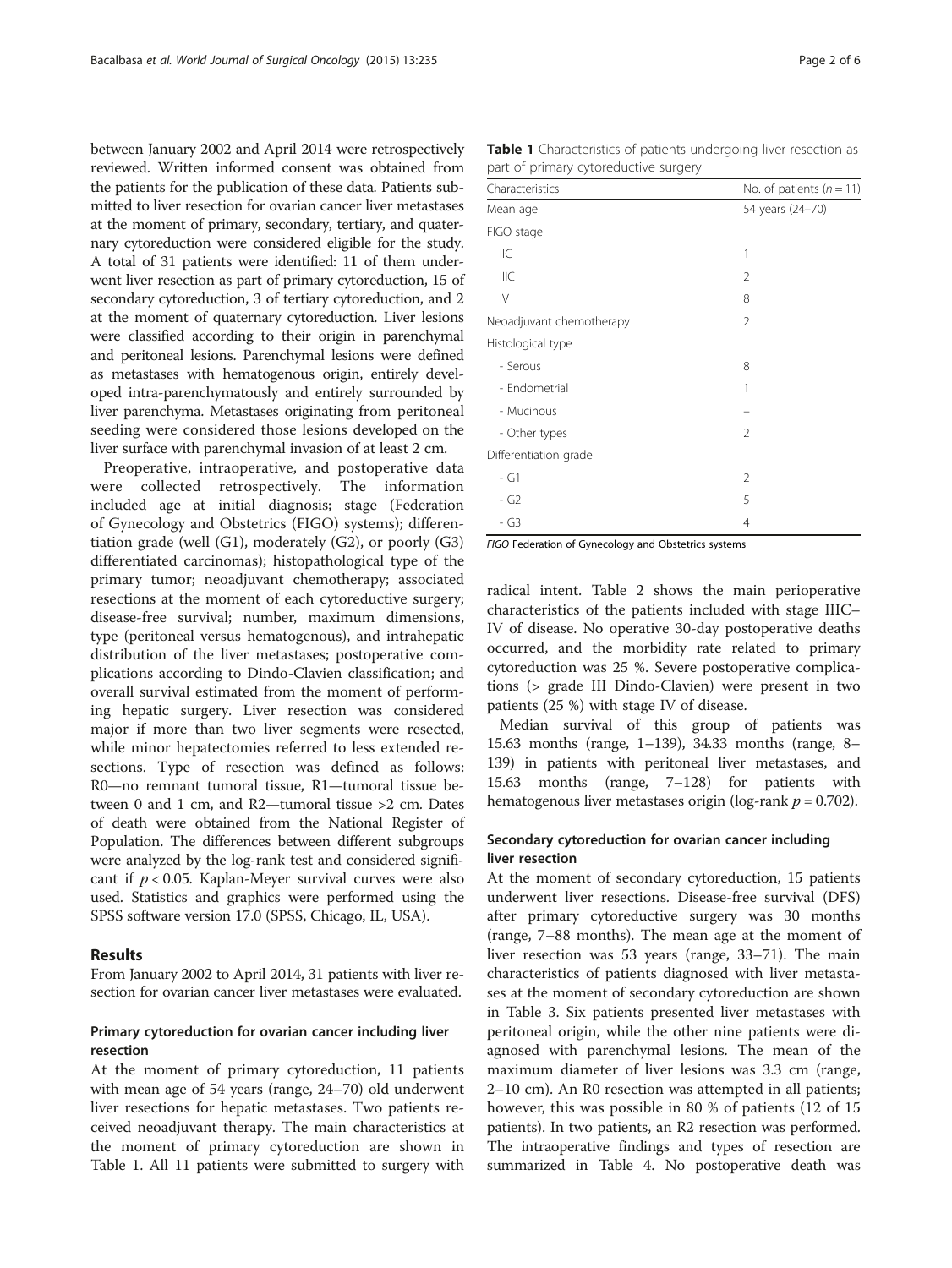between January 2002 and April 2014 were retrospectively reviewed. Written informed consent was obtained from the patients for the publication of these data. Patients submitted to liver resection for ovarian cancer liver metastases at the moment of primary, secondary, tertiary, and quaternary cytoreduction were considered eligible for the study. A total of 31 patients were identified: 11 of them underwent liver resection as part of primary cytoreduction, 15 of secondary cytoreduction, 3 of tertiary cytoreduction, and 2 at the moment of quaternary cytoreduction. Liver lesions were classified according to their origin in parenchymal and peritoneal lesions. Parenchymal lesions were defined as metastases with hematogenous origin, entirely developed intra-parenchymatously and entirely surrounded by liver parenchyma. Metastases originating from peritoneal seeding were considered those lesions developed on the liver surface with parenchymal invasion of at least 2 cm.

Preoperative, intraoperative, and postoperative data were collected retrospectively. The information included age at initial diagnosis; stage (Federation of Gynecology and Obstetrics (FIGO) systems); differentiation grade (well (G1), moderately (G2), or poorly (G3) differentiated carcinomas); histopathological type of the primary tumor; neoadjuvant chemotherapy; associated resections at the moment of each cytoreductive surgery; disease-free survival; number, maximum dimensions, type (peritoneal versus hematogenous), and intrahepatic distribution of the liver metastases; postoperative complications according to Dindo-Clavien classification; and overall survival estimated from the moment of performing hepatic surgery. Liver resection was considered major if more than two liver segments were resected, while minor hepatectomies referred to less extended resections. Type of resection was defined as follows: R0—no remnant tumoral tissue, R1—tumoral tissue between 0 and 1 cm, and R2—tumoral tissue >2 cm. Dates of death were obtained from the National Register of Population. The differences between different subgroups were analyzed by the log-rank test and considered significant if $p < 0.05$. Kaplan-Meyer survival curves were also used. Statistics and graphics were performed using the SPSS software version 17.0 (SPSS, Chicago, IL, USA).

## Results

From January 2002 to April 2014, 31 patients with liver resection for ovarian cancer liver metastases were evaluated.

### Primary cytoreduction for ovarian cancer including liver resection

At the moment of primary cytoreduction, 11 patients with mean age of 54 years (range, 24–70) old underwent liver resections for hepatic metastases. Two patients received neoadjuvant therapy. The main characteristics at the moment of primary cytoreduction are shown in Table 1. All 11 patients were submitted to surgery with radical intent. Table 2 shows the main perioperative characteristics of the patients included with stage IIIC–IV of disease. No operative 30-day postoperative deaths occurred, and the morbidity rate related to primary cytoreduction was 25 %. Severe postoperative complications (> grade III Dindo-Clavien) were present in two patients (25 %) with stage IV of disease.

**Table 1** Characteristics of patients undergoing liver resection as part of primary cytoreductive surgery

| Characteristics | No. of patients ($n = 11$) |
|---|---|
| Mean age | 54 years (24–70) |
| FIGO stage | |
| IIC | 1 |
| IIIC | 2 |
| IV | 8 |
| Neoadjuvant chemotherapy | 2 |
| Histological type | |
| - Serous | 8 |
| - Endometrial | 1 |
| - Mucinous | – |
| - Other types | 2 |
| Differentiation grade | |
| - G1 | 2 |
| - G2 | 5 |
| - G3 | 4 |

*FIGO* Federation of Gynecology and Obstetrics systems

Median survival of this group of patients was 15.63 months (range, 1–139), 34.33 months (range, 8–139) in patients with peritoneal liver metastases, and 15.63 months (range, 7–128) for patients with hematogenous liver metastases origin (log-rank $p = 0.702$).

### Secondary cytoreduction for ovarian cancer including liver resection

At the moment of secondary cytoreduction, 15 patients underwent liver resections. Disease-free survival (DFS) after primary cytoreductive surgery was 30 months (range, 7–88 months). The mean age at the moment of liver resection was 53 years (range, 33–71). The main characteristics of patients diagnosed with liver metastases at the moment of secondary cytoreduction are shown in Table 3. Six patients presented liver metastases with peritoneal origin, while the other nine patients were diagnosed with parenchymal lesions. The mean of the maximum diameter of liver lesions was 3.3 cm (range, 2–10 cm). An R0 resection was attempted in all patients; however, this was possible in 80 % of patients (12 of 15 patients). In two patients, an R2 resection was performed. The intraoperative findings and types of resection are summarized in Table 4. No postoperative death was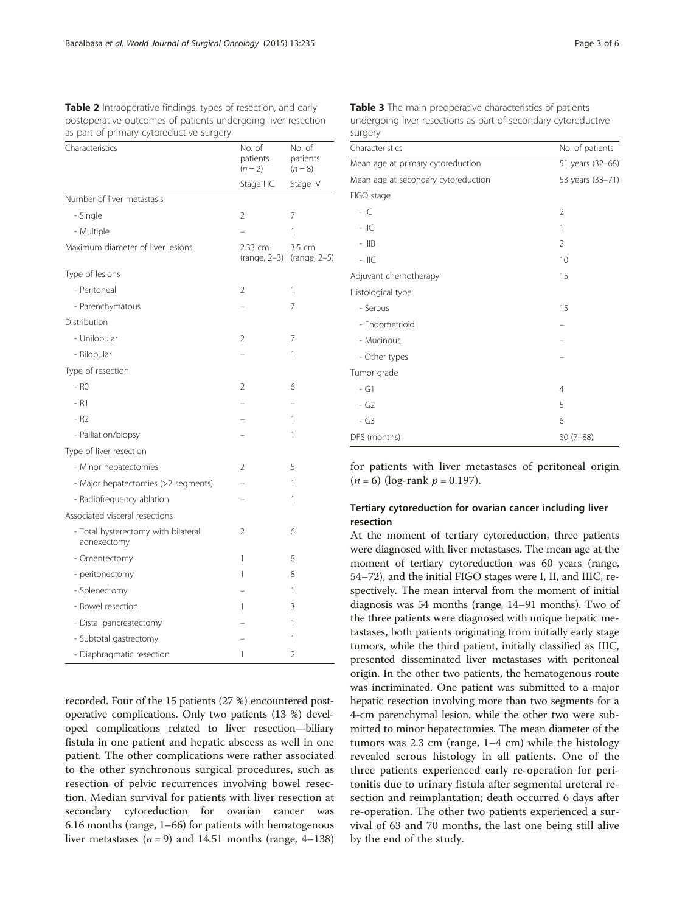**Table 2** Intraoperative findings, types of resection, and early postoperative outcomes of patients undergoing liver resection as part of primary cytoreductive surgery

| Characteristics | No. of patients ($n = 2$) | No. of patients ($n = 8$) |
|---|---|---|
| | Stage IIIC | Stage IV |
| Number of liver metastasis | | |
| - Single | 2 | 7 |
| - Multiple | – | 1 |
| Maximum diameter of liver lesions | 2.33 cm (range, 2–3) | 3.5 cm (range, 2–5) |
| Type of lesions | | |
| - Peritoneal | 2 | 1 |
| - Parenchymatous | – | 7 |
| Distribution | | |
| - Unilobular | 2 | 7 |
| - Bilobular | – | 1 |
| Type of resection | | |
| - R0 | 2 | 6 |
| - R1 | – | – |
| - R2 | – | 1 |
| - Palliation/biopsy | – | 1 |
| Type of liver resection | | |
| - Minor hepatectomies | 2 | 5 |
| - Major hepatectomies (>2 segments) | – | 1 |
| - Radiofrequency ablation | – | 1 |
| Associated visceral resections | | |
| - Total hysterectomy with bilateral adnexectomy | 2 | 6 |
| - Omentectomy | 1 | 8 |
| - peritonectomy | 1 | 8 |
| - Splenectomy | – | 1 |
| - Bowel resection | 1 | 3 |
| - Distal pancreatectomy | – | 1 |
| - Subtotal gastrectomy | – | 1 |
| - Diaphragmatic resection | 1 | 2 |

recorded. Four of the 15 patients (27 %) encountered postoperative complications. Only two patients (13 %) developed complications related to liver resection—biliary fistula in one patient and hepatic abscess as well in one patient. The other complications were rather associated to the other synchronous surgical procedures, such as resection of pelvic recurrences involving bowel resection. Median survival for patients with liver resection at secondary cytoreduction for ovarian cancer was 6.16 months (range, 1–66) for patients with hematogenous liver metastases ($n = 9$) and 14.51 months (range, 4–138) for patients with liver metastases of peritoneal origin ($n = 6$) (log-rank $p = 0.197$).

**Table 3** The main preoperative characteristics of patients undergoing liver resections as part of secondary cytoreductive surgery

| Characteristics | No. of patients |
|---|---|
| Mean age at primary cytoreduction | 51 years (32–68) |
| Mean age at secondary cytoreduction | 53 years (33–71) |
| FIGO stage | |
| - IC | 2 |
| - IIC | 1 |
| - IIIB | 2 |
| - IIIC | 10 |
| Adjuvant chemotherapy | 15 |
| Histological type | |
| - Serous | 15 |
| - Endometrioid | – |
| - Mucinous | – |
| - Other types | – |
| Tumor grade | |
| - G1 | 4 |
| - G2 | 5 |
| - G3 | 6 |
| DFS (months) | 30 (7–88) |

### Tertiary cytoreduction for ovarian cancer including liver resection

At the moment of tertiary cytoreduction, three patients were diagnosed with liver metastases. The mean age at the moment of tertiary cytoreduction was 60 years (range, 54–72), and the initial FIGO stages were I, II, and IIIC, respectively. The mean interval from the moment of initial diagnosis was 54 months (range, 14–91 months). Two of the three patients were diagnosed with unique hepatic metastases, both patients originating from initially early stage tumors, while the third patient, initially classified as IIIC, presented disseminated liver metastases with peritoneal origin. In the other two patients, the hematogenous route was incriminated. One patient was submitted to a major hepatic resection involving more than two segments for a 4-cm parenchymal lesion, while the other two were submitted to minor hepatectomies. The mean diameter of the tumors was 2.3 cm (range, 1–4 cm) while the histology revealed serous histology in all patients. One of the three patients experienced early re-operation for peritonitis due to urinary fistula after segmental ureteral resection and reimplantation; death occurred 6 days after re-operation. The other two patients experienced a survival of 63 and 70 months, the last one being still alive by the end of the study.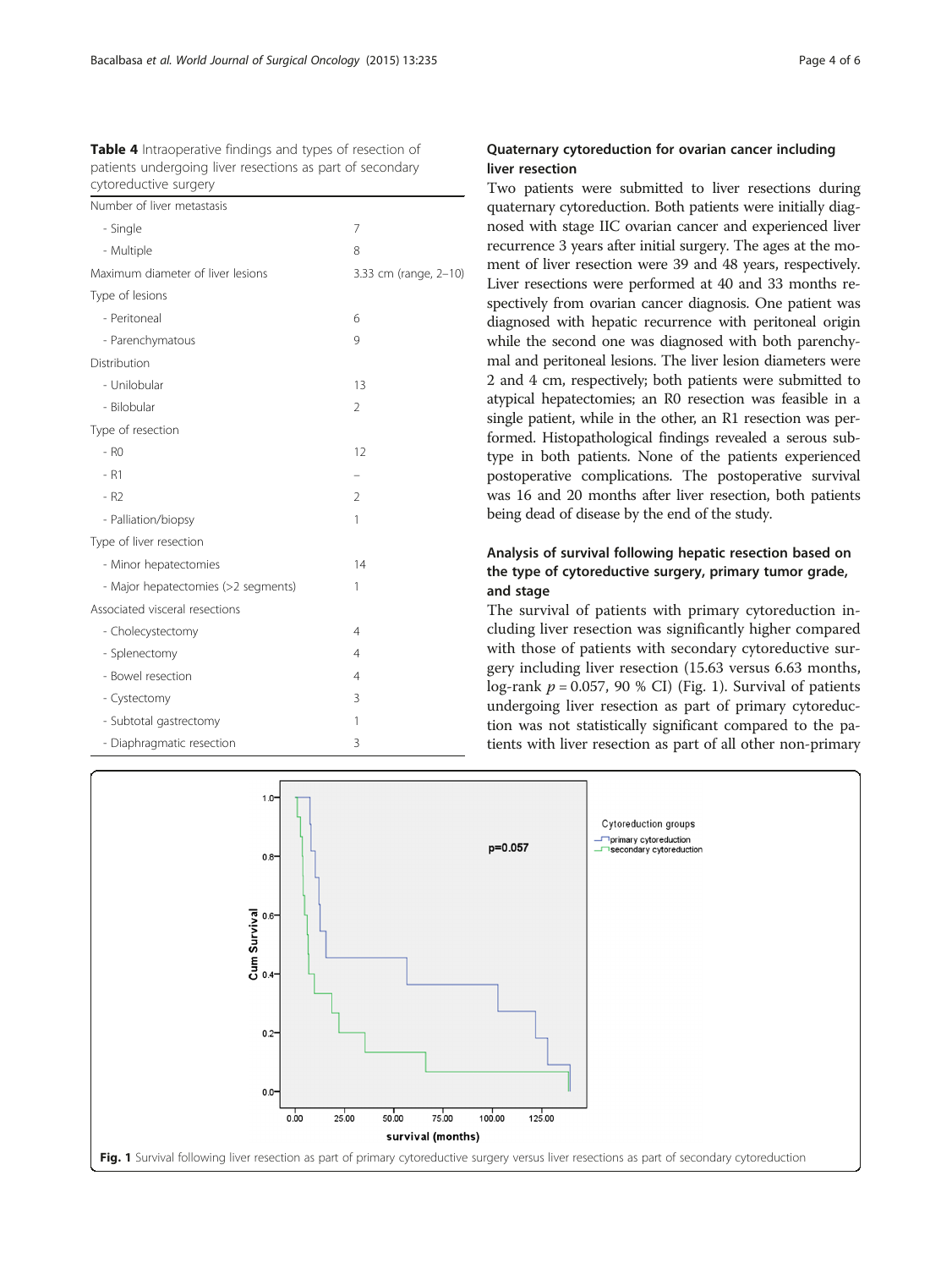**Table 4** Intraoperative findings and types of resection of patients undergoing liver resections as part of secondary cytoreductive surgery

| | |
|---|---|
| Number of liver metastasis | |
| - Single | 7 |
| - Multiple | 8 |
| Maximum diameter of liver lesions | 3.33 cm (range, 2–10) |
| Type of lesions | |
| - Peritoneal | 6 |
| - Parenchymatous | 9 |
| Distribution | |
| - Unilobular | 13 |
| - Bilobular | 2 |
| Type of resection | |
| - R0 | 12 |
| - R1 | – |
| - R2 | 2 |
| - Palliation/biopsy | 1 |
| Type of liver resection | |
| - Minor hepatectomies | 14 |
| - Major hepatectomies (>2 segments) | 1 |
| Associated visceral resections | |
| - Cholecystectomy | 4 |
| - Splenectomy | 4 |
| - Bowel resection | 4 |
| - Cystectomy | 3 |
| - Subtotal gastrectomy | 1 |
| - Diaphragmatic resection | 3 |

### Quaternary cytoreduction for ovarian cancer including liver resection

Two patients were submitted to liver resections during quaternary cytoreduction. Both patients were initially diagnosed with stage IIC ovarian cancer and experienced liver recurrence 3 years after initial surgery. The ages at the moment of liver resection were 39 and 48 years, respectively. Liver resections were performed at 40 and 33 months respectively from ovarian cancer diagnosis. One patient was diagnosed with hepatic recurrence with peritoneal origin while the second one was diagnosed with both parenchymal and peritoneal lesions. The liver lesion diameters were 2 and 4 cm, respectively; both patients were submitted to atypical hepatectomies; an R0 resection was feasible in a single patient, while in the other, an R1 resection was performed. Histopathological findings revealed a serous subtype in both patients. None of the patients experienced postoperative complications. The postoperative survival was 16 and 20 months after liver resection, both patients being dead of disease by the end of the study.

### Analysis of survival following hepatic resection based on the type of cytoreductive surgery, primary tumor grade, and stage

The survival of patients with primary cytoreduction including liver resection was significantly higher compared with those of patients with secondary cytoreductive surgery including liver resection (15.63 versus 6.63 months, log-rank $p = 0.057$, 90 % CI) (Fig. 1). Survival of patients undergoing liver resection as part of primary cytoreduction was not statistically significant compared to the patients with liver resection as part of all other non-primary

**Fig. 1** Survival following liver resection as part of primary cytoreductive surgery versus liver resections as part of secondary cytoreduction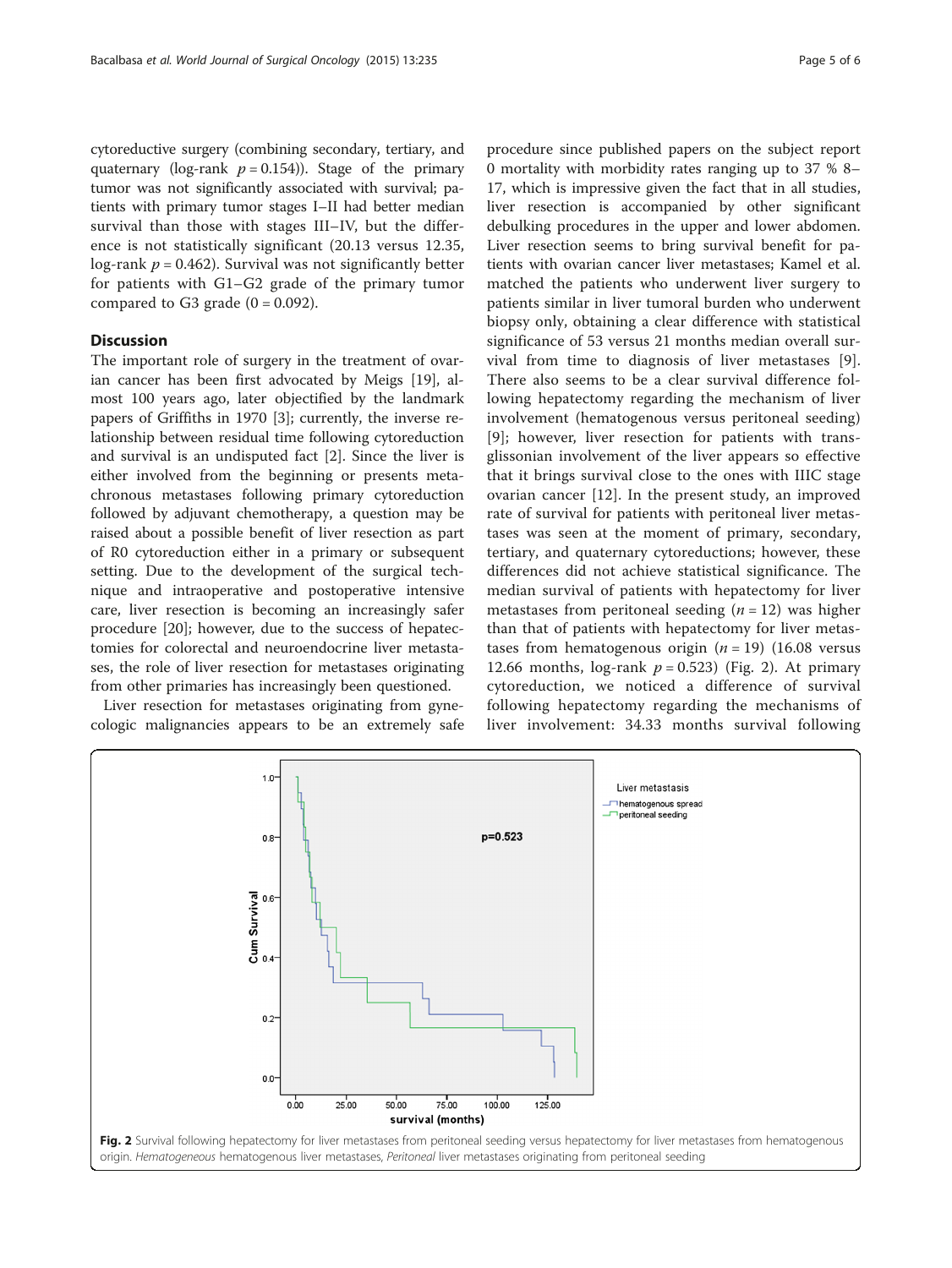cytoreductive surgery (combining secondary, tertiary, and quaternary (log-rank $p = 0.154$)). Stage of the primary tumor was not significantly associated with survival; patients with primary tumor stages I–II had better median survival than those with stages III–IV, but the difference is not statistically significant (20.13 versus 12.35, log-rank $p = 0.462$). Survival was not significantly better for patients with G1–G2 grade of the primary tumor compared to G3 grade (0 = 0.092).

## Discussion

The important role of surgery in the treatment of ovarian cancer has been first advocated by Meigs [19], almost 100 years ago, later objectified by the landmark papers of Griffiths in 1970 [3]; currently, the inverse relationship between residual time following cytoreduction and survival is an undisputed fact [2]. Since the liver is either involved from the beginning or presents metachronous metastases following primary cytoreduction followed by adjuvant chemotherapy, a question may be raised about a possible benefit of liver resection as part of R0 cytoreduction either in a primary or subsequent setting. Due to the development of the surgical technique and intraoperative and postoperative intensive care, liver resection is becoming an increasingly safer procedure [20]; however, due to the success of hepatectomies for colorectal and neuroendocrine liver metastases, the role of liver resection for metastases originating from other primaries has increasingly been questioned.

Liver resection for metastases originating from gynecologic malignancies appears to be an extremely safe procedure since published papers on the subject report 0 mortality with morbidity rates ranging up to 37 % 8–17, which is impressive given the fact that in all studies, liver resection is accompanied by other significant debulking procedures in the upper and lower abdomen. Liver resection seems to bring survival benefit for patients with ovarian cancer liver metastases; Kamel et al. matched the patients who underwent liver surgery to patients similar in liver tumoral burden who underwent biopsy only, obtaining a clear difference with statistical significance of 53 versus 21 months median overall survival from time to diagnosis of liver metastases [9]. There also seems to be a clear survival difference following hepatectomy regarding the mechanism of liver involvement (hematogenous versus peritoneal seeding) [9]; however, liver resection for patients with transglissonian involvement of the liver appears so effective that it brings survival close to the ones with IIIC stage ovarian cancer [12]. In the present study, an improved rate of survival for patients with peritoneal liver metastases was seen at the moment of primary, secondary, tertiary, and quaternary cytoreductions; however, these differences did not achieve statistical significance. The median survival of patients with hepatectomy for liver metastases from peritoneal seeding ($n = 12$) was higher than that of patients with hepatectomy for liver metastases from hematogenous origin ($n = 19$) (16.08 versus 12.66 months, log-rank $p = 0.523$) (Fig. 2). At primary cytoreduction, we noticed a difference of survival following hepatectomy regarding the mechanisms of liver involvement: 34.33 months survival following

**Fig. 2** Survival following hepatectomy for liver metastases from peritoneal seeding versus hepatectomy for liver metastases from hematogenous origin. *Hematogeneous* hematogenous liver metastases, *Peritoneal* liver metastases originating from peritoneal seeding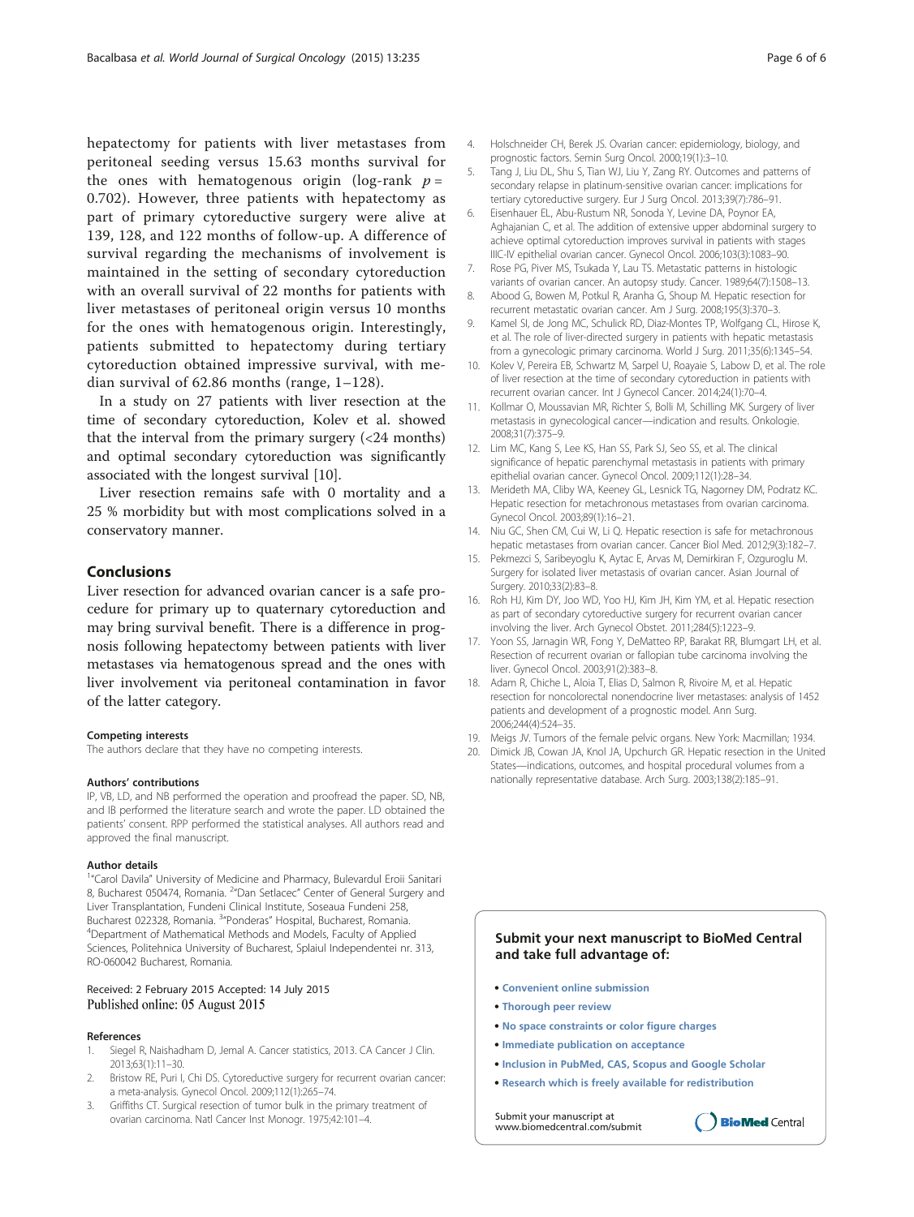hepatectomy for patients with liver metastases from peritoneal seeding versus 15.63 months survival for the ones with hematogenous origin (log-rank $p = 0.702$). However, three patients with hepatectomy as part of primary cytoreductive surgery were alive at 139, 128, and 122 months of follow-up. A difference of survival regarding the mechanisms of involvement is maintained in the setting of secondary cytoreduction with an overall survival of 22 months for patients with liver metastases of peritoneal origin versus 10 months for the ones with hematogenous origin. Interestingly, patients submitted to hepatectomy during tertiary cytoreduction obtained impressive survival, with median survival of 62.86 months (range, 1–128).

In a study on 27 patients with liver resection at the time of secondary cytoreduction, Kolev et al. showed that the interval from the primary surgery (<24 months) and optimal secondary cytoreduction was significantly associated with the longest survival [10].

Liver resection remains safe with 0 mortality and a 25 % morbidity but with most complications solved in a conservatory manner.

## Conclusions

Liver resection for advanced ovarian cancer is a safe procedure for primary up to quaternary cytoreduction and may bring survival benefit. There is a difference in prognosis following hepatectomy between patients with liver metastases via hematogenous spread and the ones with liver involvement via peritoneal contamination in favor of the latter category.

#### Competing interests

The authors declare that they have no competing interests.

#### Authors' contributions

IP, VB, LD, and NB performed the operation and proofread the paper. SD, NB, and IB performed the literature search and wrote the paper. LD obtained the patients' consent. RPP performed the statistical analyses. All authors read and approved the final manuscript.

#### Author details

[1]"Carol Davila" University of Medicine and Pharmacy, Bulevardul Eroii Sanitari 8, Bucharest 050474, Romania. [2]"Dan Setlacec" Center of General Surgery and Liver Transplantation, Fundeni Clinical Institute, Soseaua Fundeni 258, Bucharest 022328, Romania. [3]"Ponderas" Hospital, Bucharest, Romania. [4]Department of Mathematical Methods and Models, Faculty of Applied Sciences, Politehnica University of Bucharest, Splaiul Independentei nr. 313, RO-060042 Bucharest, Romania.

Received: 2 February 2015 Accepted: 14 July 2015
Published online: 05 August 2015

#### References

1. Siegel R, Naishadham D, Jemal A. Cancer statistics, 2013. CA Cancer J Clin. 2013;63(1):11–30.
2. Bristow RE, Puri I, Chi DS. Cytoreductive surgery for recurrent ovarian cancer: a meta-analysis. Gynecol Oncol. 2009;112(1):265–74.
3. Griffiths CT. Surgical resection of tumor bulk in the primary treatment of ovarian carcinoma. Natl Cancer Inst Monogr. 1975;42:101–4.
4. Holschneider CH, Berek JS. Ovarian cancer: epidemiology, biology, and prognostic factors. Semin Surg Oncol. 2000;19(1):3–10.
5. Tang J, Liu DL, Shu S, Tian WJ, Liu Y, Zang RY. Outcomes and patterns of secondary relapse in platinum-sensitive ovarian cancer: implications for tertiary cytoreductive surgery. Eur J Surg Oncol. 2013;39(7):786–91.
6. Eisenhauer EL, Abu-Rustum NR, Sonoda Y, Levine DA, Poynor EA, Aghajanian C, et al. The addition of extensive upper abdominal surgery to achieve optimal cytoreduction improves survival in patients with stages IIIC-IV epithelial ovarian cancer. Gynecol Oncol. 2006;103(3):1083–90.
7. Rose PG, Piver MS, Tsukada Y, Lau TS. Metastatic patterns in histologic variants of ovarian cancer. An autopsy study. Cancer. 1989;64(7):1508–13.
8. Abood G, Bowen M, Potkul R, Aranha G, Shoup M. Hepatic resection for recurrent metastatic ovarian cancer. Am J Surg. 2008;195(3):370–3.
9. Kamel SI, de Jong MC, Schulick RD, Diaz-Montes TP, Wolfgang CL, Hirose K, et al. The role of liver-directed surgery in patients with hepatic metastasis from a gynecologic primary carcinoma. World J Surg. 2011;35(6):1345–54.
10. Kolev V, Pereira EB, Schwartz M, Sarpel U, Roayaie S, Labow D, et al. The role of liver resection at the time of secondary cytoreduction in patients with recurrent ovarian cancer. Int J Gynecol Cancer. 2014;24(1):70–4.
11. Kollmar O, Moussavian MR, Richter S, Bolli M, Schilling MK. Surgery of liver metastasis in gynecological cancer—indication and results. Onkologie. 2008;31(7):375–9.
12. Lim MC, Kang S, Lee KS, Han SS, Park SJ, Seo SS, et al. The clinical significance of hepatic parenchymal metastasis in patients with primary epithelial ovarian cancer. Gynecol Oncol. 2009;112(1):28–34.
13. Merideth MA, Cliby WA, Keeney GL, Lesnick TG, Nagorney DM, Podratz KC. Hepatic resection for metachronous metastases from ovarian carcinoma. Gynecol Oncol. 2003;89(1):16–21.
14. Niu GC, Shen CM, Cui W, Li Q. Hepatic resection is safe for metachronous hepatic metastases from ovarian cancer. Cancer Biol Med. 2012;9(3):182–7.
15. Pekmezci S, Saribeyoglu K, Aytac E, Arvas M, Demirkiran F, Ozguroglu M. Surgery for isolated liver metastasis of ovarian cancer. Asian Journal of Surgery. 2010;33(2):83–8.
16. Roh HJ, Kim DY, Joo WD, Yoo HJ, Kim JH, Kim YM, et al. Hepatic resection as part of secondary cytoreductive surgery for recurrent ovarian cancer involving the liver. Arch Gynecol Obstet. 2011;284(5):1223–9.
17. Yoon SS, Jarnagin WR, Fong Y, DeMatteo RP, Barakat RR, Blumgart LH, et al. Resection of recurrent ovarian or fallopian tube carcinoma involving the liver. Gynecol Oncol. 2003;91(2):383–8.
18. Adam R, Chiche L, Aloia T, Elias D, Salmon R, Rivoire M, et al. Hepatic resection for noncolorectal nonendocrine liver metastases: analysis of 1452 patients and development of a prognostic model. Ann Surg. 2006;244(4):524–35.
19. Meigs JV. Tumors of the female pelvic organs. New York: Macmillan; 1934.
20. Dimick JB, Cowan JA, Knol JA, Upchurch GR. Hepatic resection in the United States—indications, outcomes, and hospital procedural volumes from a nationally representative database. Arch Surg. 2003;138(2):185–91.

**Submit your next manuscript to BioMed Central and take full advantage of:**

- **Convenient online submission**
- **Thorough peer review**
- **No space constraints or color figure charges**
- **Immediate publication on acceptance**
- **Inclusion in PubMed, CAS, Scopus and Google Scholar**
- **Research which is freely available for redistribution**

Submit your manuscript at
www.biomedcentral.com/submit

BioMed Central